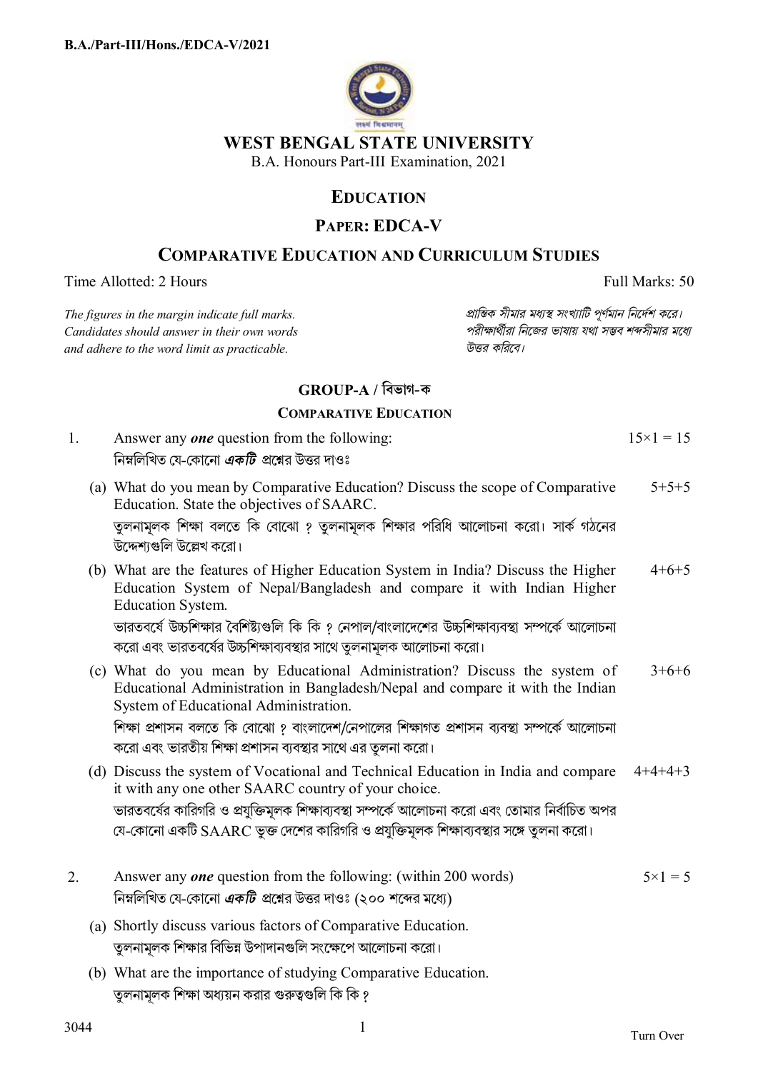**B.A./Part-III/Hons./EDCA-V/2021**

# WEST BENGAL STATE UNIVERSITY

B.A. Honours Part-III Examination, 2021

## EDUCATION

## PAPER: EDCA-V

## COMPARATIVE EDUCATION AND CURRICULUM STUDIES

Time Allotted: 2 Hours | Full Marks: 50

*The figures in the margin indicate full marks. Candidates should answer in their own words and adhere to the word limit as practicable.*

*প্রান্তিক সীমার মধ্যস্থ সংখ্যাটি পূর্ণমান নির্দেশ করে। পরীক্ষার্থীরা নিজের ভাষায় যথা সম্ভব শব্দসীমার মধ্যে উত্তর করিবে।*

### GROUP-A / বিভাগ-ক

#### COMPARATIVE EDUCATION

1. Answer any ***one*** question from the following: — $15\times1 = 15$

   নিম্নলিখিত যে-কোনো ***একটি*** প্রশ্নের উত্তর দাওঃ

   (a) What do you mean by Comparative Education? Discuss the scope of Comparative Education. State the objectives of SAARC. — 5+5+5

   তুলনামূলক শিক্ষা বলতে কি বোঝো ? তুলনামূলক শিক্ষার পরিধি আলোচনা করো। সার্ক গঠনের উদ্দেশ্যগুলি উল্লেখ করো।

   (b) What are the features of Higher Education System in India? Discuss the Higher Education System of Nepal/Bangladesh and compare it with Indian Higher Education System. — 4+6+5

   ভারতবর্ষে উচ্চশিক্ষার বৈশিষ্ট্যগুলি কি কি ? নেপাল/বাংলাদেশের উচ্চশিক্ষাব্যবস্থা সম্পর্কে আলোচনা করো এবং ভারতবর্ষের উচ্চশিক্ষাব্যবস্থার সাথে তুলনামূলক আলোচনা করো।

   (c) What do you mean by Educational Administration? Discuss the system of Educational Administration in Bangladesh/Nepal and compare it with the Indian System of Educational Administration. — 3+6+6

   শিক্ষা প্রশাসন বলতে কি বোঝো ? বাংলাদেশ/নেপালের শিক্ষাগত প্রশাসন ব্যবস্থা সম্পর্কে আলোচনা করো এবং ভারতীয় শিক্ষা প্রশাসন ব্যবস্থার সাথে এর তুলনা করো।

   (d) Discuss the system of Vocational and Technical Education in India and compare it with any one other SAARC country of your choice. — 4+4+4+3

   ভারতবর্ষের কারিগরি ও প্রযুক্তিমূলক শিক্ষাব্যবস্থা সম্পর্কে আলোচনা করো এবং তোমার নির্বাচিত অপর যে-কোনো একটি SAARC ভুক্ত দেশের কারিগরি ও প্রযুক্তিমূলক শিক্ষাব্যবস্থার সঙ্গে তুলনা করো।

2. Answer any ***one*** question from the following: (within 200 words) — $5\times1 = 5$

   নিম্নলিখিত যে-কোনো ***একটি*** প্রশ্নের উত্তর দাওঃ (২০০ শব্দের মধ্যে)

   (a) Shortly discuss various factors of Comparative Education.

   তুলনামূলক শিক্ষার বিভিন্ন উপাদানগুলি সংক্ষেপে আলোচনা করো।

   (b) What are the importance of studying Comparative Education.

   তুলনামূলক শিক্ষা অধ্যয়ন করার গুরুত্বগুলি কি কি ?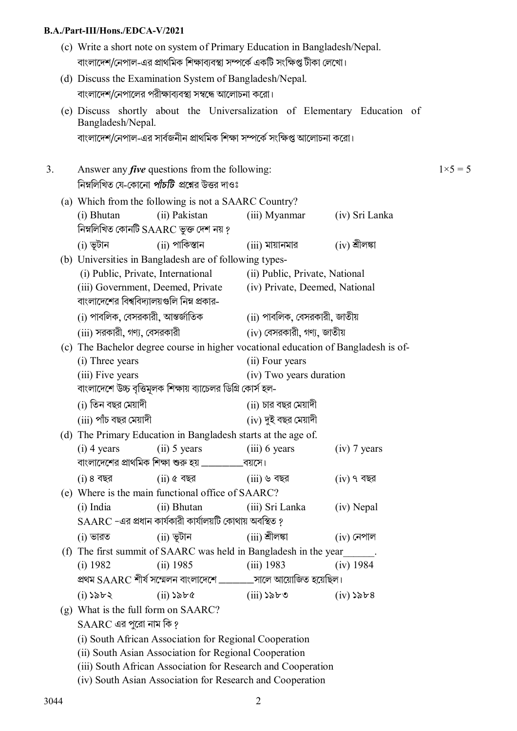(c) Write a short note on system of Primary Education in Bangladesh/Nepal.
বাংলাদেশ/নেপাল-এর প্রাথমিক শিক্ষাব্যবস্থা সম্পর্কে একটি সংক্ষিপ্ত টীকা লেখো।

(d) Discuss the Examination System of Bangladesh/Nepal.
বাংলাদেশ/নেপালের পরীক্ষাব্যবস্থা সম্বন্ধে আলোচনা করো।

(e) Discuss shortly about the Universalization of Elementary Education of Bangladesh/Nepal.
বাংলাদেশ/নেপাল-এর সার্বজনীন প্রাথমিক শিক্ষা সম্পর্কে সংক্ষিপ্ত আলোচনা করো।

3. Answer any ***five*** questions from the following: $1\times5 = 5$
নিম্নলিখিত যে-কোনো ***পাঁচটি*** প্রশ্নের উত্তর দাওঃ

(a) Which from the following is not a SAARC Country?
(i) Bhutan (ii) Pakistan (iii) Myanmar (iv) Sri Lanka
নিম্নলিখিত কোনটি SAARC ভুক্ত দেশ নয়?
(i) ভুটান (ii) পাকিস্তান (iii) মায়ানমার (iv) শ্রীলঙ্কা

(b) Universities in Bangladesh are of following types-
(i) Public, Private, International (ii) Public, Private, National
(iii) Government, Deemed, Private (iv) Private, Deemed, National
বাংলাদেশের বিশ্ববিদ্যালয়গুলি নিম্ন প্রকার-
(i) পাবলিক, বেসরকারী, আন্তর্জাতিক (ii) পাবলিক, বেসরকারী, জাতীয়
(iii) সরকারী, গণ্য, বেসরকারী (iv) বেসরকারী, গণ্য, জাতীয়

(c) The Bachelor degree course in higher vocational education of Bangladesh is of-
(i) Three years (ii) Four years
(iii) Five years (iv) Two years duration
বাংলাদেশে উচ্চ বৃত্তিমূলক শিক্ষায় ব্যাচেলর ডিগ্রি কোর্স হল-
(i) তিন বছর মেয়াদী (ii) চার বছর মেয়াদী
(iii) পাঁচ বছর মেয়াদী (iv) দুই বছর মেয়াদী

(d) The Primary Education in Bangladesh starts at the age of.
(i) 4 years (ii) 5 years (iii) 6 years (iv) 7 years
বাংলাদেশের প্রাথমিক শিক্ষা শুরু হয় ________বয়সে।
(i) ৪ বছর (ii) ৫ বছর (iii) ৬ বছর (iv) ৭ বছর

(e) Where is the main functional office of SAARC?
(i) India (ii) Bhutan (iii) Sri Lanka (iv) Nepal
SAARC -এর প্রধান কার্যকারী কার্যালয়টি কোথায় অবস্থিত?
(i) ভারত (ii) ভুটান (iii) শ্রীলঙ্কা (iv) নেপাল

(f) The first summit of SAARC was held in Bangladesh in the year______.
(i) 1982 (ii) 1985 (iii) 1983 (iv) 1984
প্রথম SAARC শীর্ষ সম্মেলন বাংলাদেশে _______সালে আয়োজিত হয়েছিল।
(i) ১৯৮২ (ii) ১৯৮৫ (iii) ১৯৮৩ (iv) ১৯৮৪

(g) What is the full form on SAARC?
SAARC এর পুরো নাম কি?
(i) South African Association for Regional Cooperation
(ii) South Asian Association for Regional Cooperation
(iii) South African Association for Research and Cooperation
(iv) South Asian Association for Research and Cooperation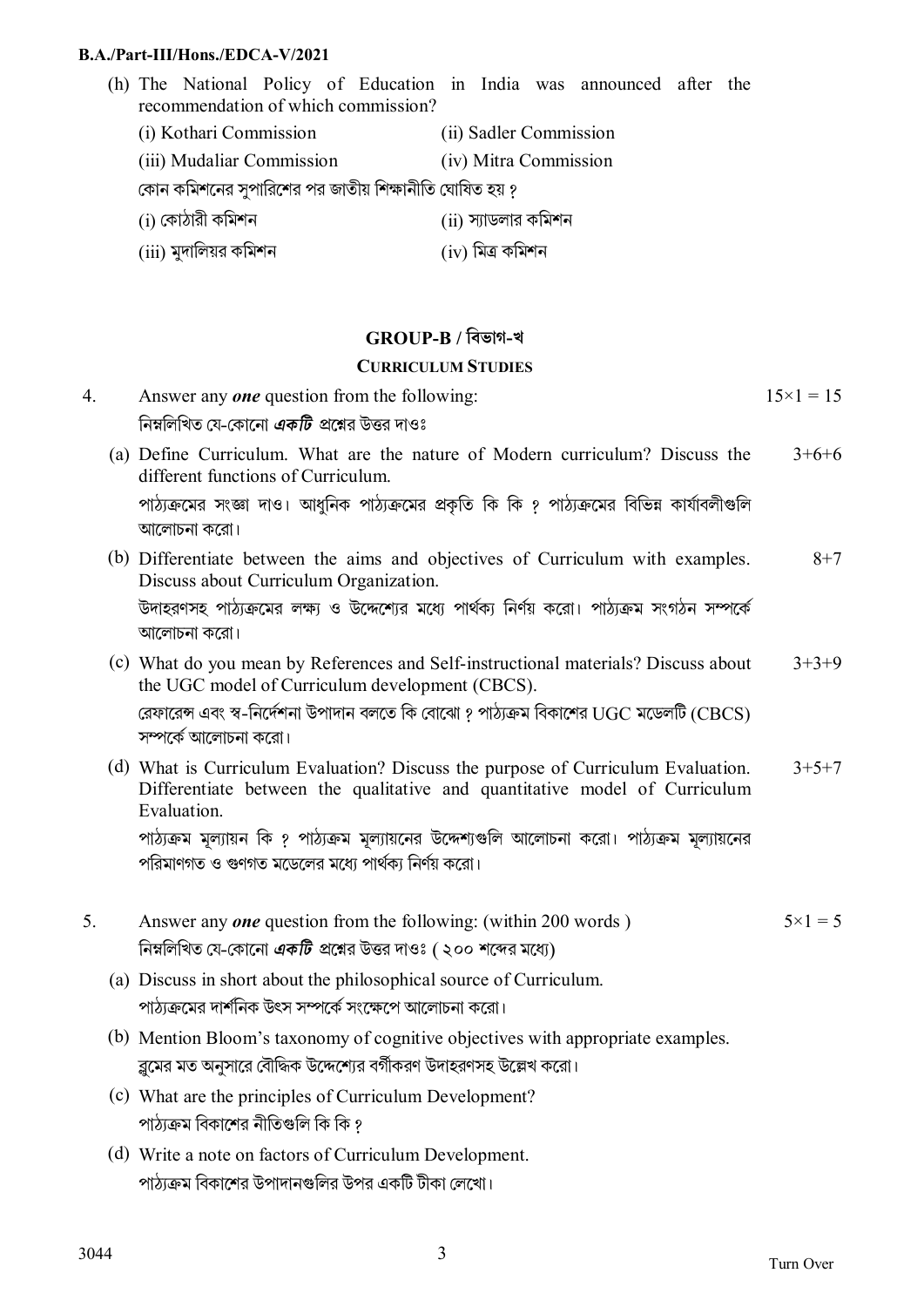(h) The National Policy of Education in India was announced after the recommendation of which commission?

(i) Kothari Commission (ii) Sadler Commission

(iii) Mudaliar Commission (iv) Mitra Commission

কোন কমিশনের সুপারিশের পর জাতীয় শিক্ষানীতি ঘোষিত হয় ?

(i) কোঠারী কমিশন (ii) স্যাডলার কমিশন

(iii) মুদালিয়র কমিশন (iv) মিত্র কমিশন

## GROUP-B / বিভাগ-খ

### CURRICULUM STUDIES

4. Answer any ***one*** question from the following: $15\times1 = 15$

নিম্নলিখিত যে-কোনো ***একটি*** প্রশ্নের উত্তর দাওঃ

(a) Define Curriculum. What are the nature of Modern curriculum? Discuss the different functions of Curriculum. 3+6+6

পাঠ্যক্রমের সংজ্ঞা দাও। আধুনিক পাঠ্যক্রমের প্রকৃতি কি কি ? পাঠ্যক্রমের বিভিন্ন কার্যাবলীগুলি আলোচনা করো।

(b) Differentiate between the aims and objectives of Curriculum with examples. Discuss about Curriculum Organization. 8+7

উদাহরণসহ পাঠ্যক্রমের লক্ষ্য ও উদ্দেশ্যের মধ্যে পার্থক্য নির্ণয় করো। পাঠ্যক্রম সংগঠন সম্পর্কে আলোচনা করো।

(c) What do you mean by References and Self-instructional materials? Discuss about the UGC model of Curriculum development (CBCS). 3+3+9

রেফারেন্স এবং স্ব-নির্দেশনা উপাদান বলতে কি বোঝো ? পাঠ্যক্রম বিকাশের UGC মডেলটি (CBCS) সম্পর্কে আলোচনা করো।

(d) What is Curriculum Evaluation? Discuss the purpose of Curriculum Evaluation. Differentiate between the qualitative and quantitative model of Curriculum Evaluation. 3+5+7

পাঠ্যক্রম মূল্যায়ন কি ? পাঠ্যক্রম মূল্যায়নের উদ্দেশ্যগুলি আলোচনা করো। পাঠ্যক্রম মূল্যায়নের পরিমাণগত ও গুণগত মডেলের মধ্যে পার্থক্য নির্ণয় করো।

5. Answer any ***one*** question from the following: (within 200 words ) $5\times1 = 5$

নিম্নলিখিত যে-কোনো ***একটি*** প্রশ্নের উত্তর দাওঃ ( ২০০ শব্দের মধ্যে)

(a) Discuss in short about the philosophical source of Curriculum.

পাঠ্যক্রমের দার্শনিক উৎস সম্পর্কে সংক্ষেপে আলোচনা করো।

(b) Mention Bloom's taxonomy of cognitive objectives with appropriate examples.

ব্লুমের মত অনুসারে বৌদ্ধিক উদ্দেশ্যের বর্গীকরণ উদাহরণসহ উল্লেখ করো।

(c) What are the principles of Curriculum Development?

পাঠ্যক্রম বিকাশের নীতিগুলি কি কি ?

(d) Write a note on factors of Curriculum Development.

পাঠ্যক্রম বিকাশের উপাদানগুলির উপর একটি টীকা লেখো।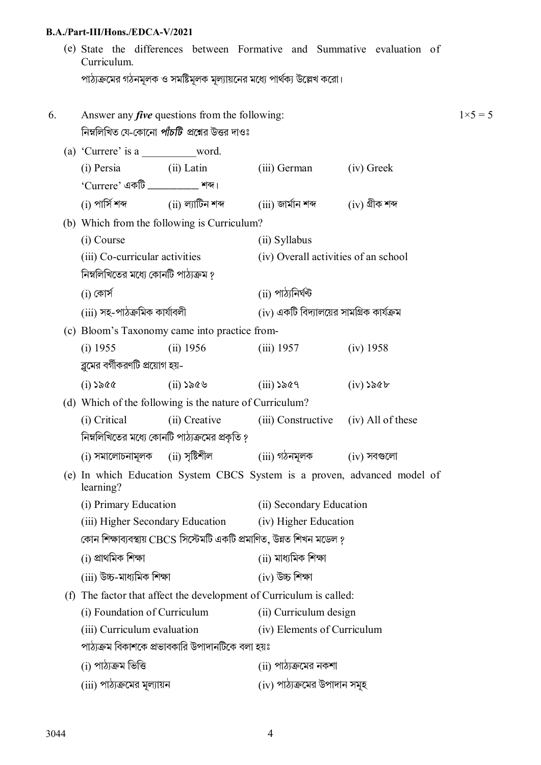(e) State the differences between Formative and Summative evaluation of Curriculum.

পাঠ্যক্রমের গঠনমূলক ও সমষ্টিমূলক মূল্যায়নের মধ্যে পার্থক্য উল্লেখ করো।

6. Answer any ***five*** questions from the following: $1 \times 5 = 5$

নিম্নলিখিত যে-কোনো ***পাঁচটি*** প্রশ্নের উত্তর দাওঃ

(a) 'Currere' is a __________word.

(i) Persia (ii) Latin (iii) German (iv) Greek

'Currere' একটি __________ শব্দ।

(i) পার্সি শব্দ (ii) ল্যাটিন শব্দ (iii) জার্মান শব্দ (iv) গ্রীক শব্দ

(b) Which from the following is Curriculum?

(i) Course (ii) Syllabus

(iii) Co-curricular activities (iv) Overall activities of an school

নিম্নলিখিতের মধ্যে কোনটি পাঠ্যক্রম ?

(i) কোর্স (ii) পাঠ্যনির্ঘন্ট

(iii) সহ-পাঠক্রমিক কার্যাবলী (iv) একটি বিদ্যালয়ের সামগ্রিক কার্যক্রম

(c) Bloom's Taxonomy came into practice from-

(i) 1955 (ii) 1956 (iii) 1957 (iv) 1958

ব্লুমের বর্গীকরণটি প্রয়োগ হয়-

(i) ১৯৫৫ (ii) ১৯৫৬ (iii) ১৯৫৭ (iv) ১৯৫৮

(d) Which of the following is the nature of Curriculum?

(i) Critical (ii) Creative (iii) Constructive (iv) All of these

নিম্নলিখিতের মধ্যে কোনটি পাঠ্যক্রমের প্রকৃতি ?

(i) সমালোচনামূলক (ii) সৃষ্টিশীল (iii) গঠনমূলক (iv) সবগুলো

(e) In which Education System CBCS System is a proven, advanced model of learning?

(i) Primary Education (ii) Secondary Education

(iii) Higher Secondary Education (iv) Higher Education

কোন শিক্ষাব্যবস্থায় CBCS সিস্টেমটি একটি প্রমাণিত, উন্নত শিখন মডেল ?

(i) প্রাথমিক শিক্ষা (ii) মাধ্যমিক শিক্ষা

(iii) উচ্চ-মাধ্যমিক শিক্ষা (iv) উচ্চ শিক্ষা

(f) The factor that affect the development of Curriculum is called:

(i) Foundation of Curriculum (ii) Curriculum design

(iii) Curriculum evaluation (iv) Elements of Curriculum

পাঠ্যক্রম বিকাশকে প্রভাবকারি উপাদানটিকে বলা হয়ঃ

(i) পাঠ্যক্রম ভিত্তি (ii) পাঠ্যক্রমের নকশা

(iii) পাঠ্যক্রমের মূল্যায়ন (iv) পাঠ্যক্রমের উপাদান সমূহ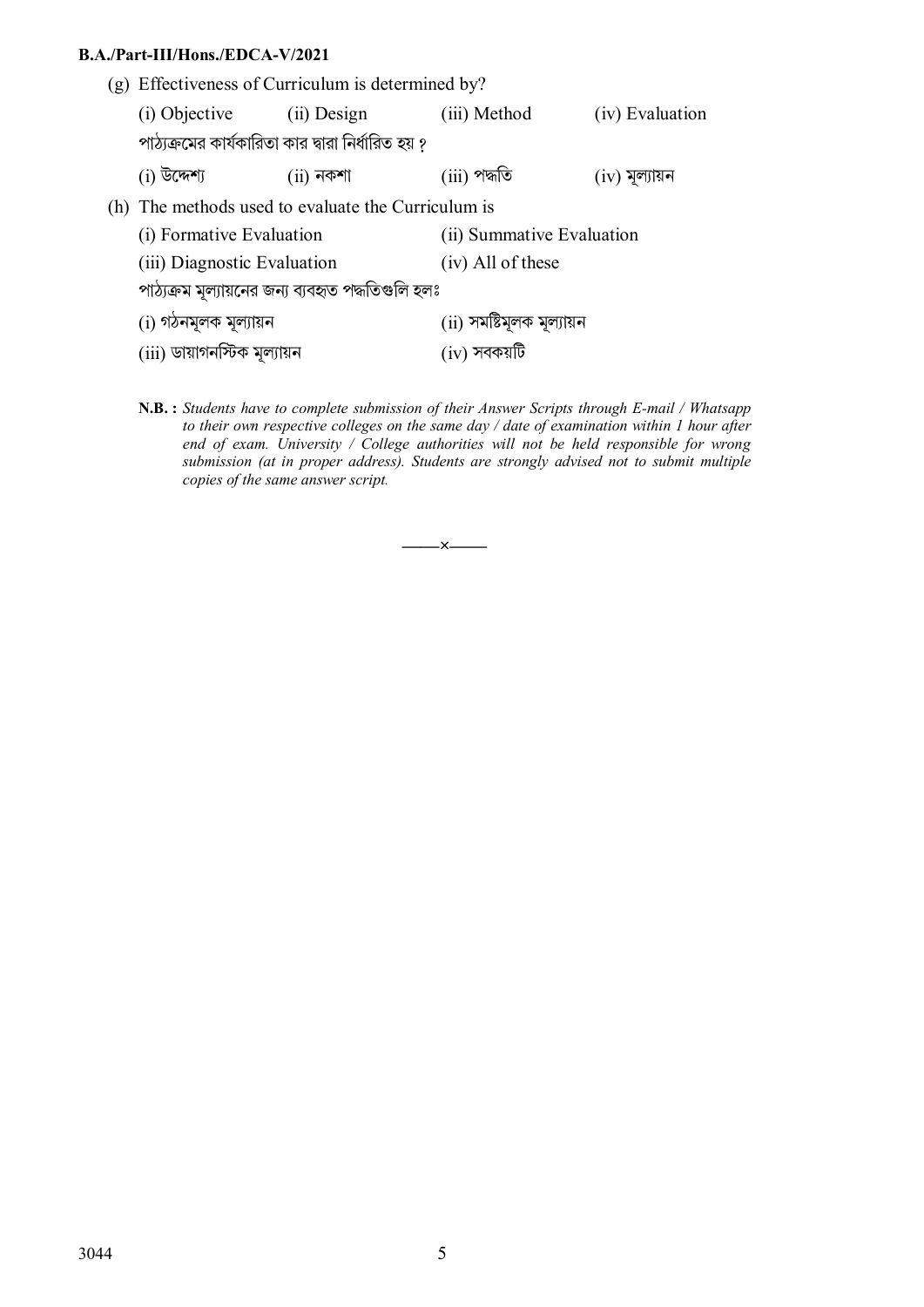(g) Effectiveness of Curriculum is determined by?

(i) Objective (ii) Design (iii) Method (iv) Evaluation

পাঠ্যক্রমের কার্যকারিতা কার দ্বারা নির্ধারিত হয় ?

(i) উদ্দেশ্য (ii) নকশা (iii) পদ্ধতি (iv) মূল্যায়ন

(h) The methods used to evaluate the Curriculum is

(i) Formative Evaluation (ii) Summative Evaluation

(iii) Diagnostic Evaluation (iv) All of these

পাঠ্যক্রম মূল্যায়নের জন্য ব্যবহৃত পদ্ধতিগুলি হলঃ

(i) গঠনমূলক মূল্যায়ন (ii) সমষ্টিমূলক মূল্যায়ন

(iii) ডায়াগনস্টিক মূল্যায়ন (iv) সবকয়টি

**N.B. :** *Students have to complete submission of their Answer Scripts through E-mail / Whatsapp to their own respective colleges on the same day / date of examination within 1 hour after end of exam. University / College authorities will not be held responsible for wrong submission (at in proper address). Students are strongly advised not to submit multiple copies of the same answer script.*

——×——